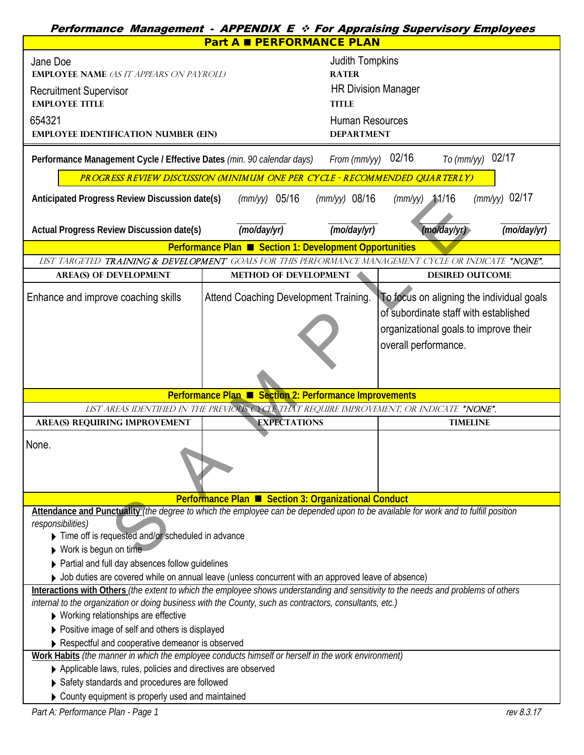# Performance Management - APPENDIX E ❖ For Appraising Supervisory Employees

## Part A ■ PERFORMANCE PLAN

| | |
|---|---|
| Jane Doe<br>**EMPLOYEE NAME** *(AS IT APPEARS ON PAYROLL)* | Judith Tompkins<br>**RATER** |
| Recruitment Supervisor<br>**EMPLOYEE TITLE** | HR Division Manager<br>**TITLE** |
| 654321<br>**EMPLOYEE IDENTIFICATION NUMBER (EIN)** | Human Resources<br>**DEPARTMENT** |

**Performance Management Cycle / Effective Dates** *(min. 90 calendar days)* *From (mm/yy)* 02/16 *To (mm/yy)* 02/17

*PROGRESS REVIEW DISCUSSION (MINIMUM ONE PER CYCLE - RECOMMENDED QUARTERLY)*

**Anticipated Progress Review Discussion date(s)** *(mm/yy)* 05/16 *(mm/yy)* 08/16 *(mm/yy)* 11/16 *(mm/yy)* 02/17

**Actual Progress Review Discussion date(s)** ______ *(mo/day/yr)* ______ *(mo/day/yr)* ______ *(mo/day/yr)* ______ *(mo/day/yr)*

### Performance Plan ■ Section 1: Development Opportunities

*LIST TARGETED **TRAINING & DEVELOPMENT** GOALS FOR THIS PERFORMANCE MANAGEMENT CYCLE OR INDICATE "NONE".*

| AREA(S) OF DEVELOPMENT | METHOD OF DEVELOPMENT | DESIRED OUTCOME |
|---|---|---|
| Enhance and improve coaching skills | Attend Coaching Development Training. | To focus on aligning the individual goals of subordinate staff with established organizational goals to improve their overall performance. |

### Performance Plan ■ Section 2: Performance Improvements

*LIST AREAS IDENTIFIED IN THE PREVIOUS CYCLE THAT REQUIRE IMPROVEMENT, OR INDICATE "NONE".*

| AREA(S) REQUIRING IMPROVEMENT | EXPECTATIONS | TIMELINE |
|---|---|---|
| None. | | |

### Performance Plan ■ Section 3: Organizational Conduct

**Attendance and Punctuality** *(the degree to which the employee can be depended upon to be available for work and to fulfill position responsibilities)*

- Time off is requested and/or scheduled in advance
- Work is begun on time
- Partial and full day absences follow guidelines
- Job duties are covered while on annual leave (unless concurrent with an approved leave of absence)

**Interactions with Others** *(the extent to which the employee shows understanding and sensitivity to the needs and problems of others internal to the organization or doing business with the County, such as contractors, consultants, etc.)*

- Working relationships are effective
- Positive image of self and others is displayed
- Respectful and cooperative demeanor is observed

**Work Habits** *(the manner in which the employee conducts himself or herself in the work environment)*

- Applicable laws, rules, policies and directives are observed
- Safety standards and procedures are followed
- County equipment is properly used and maintained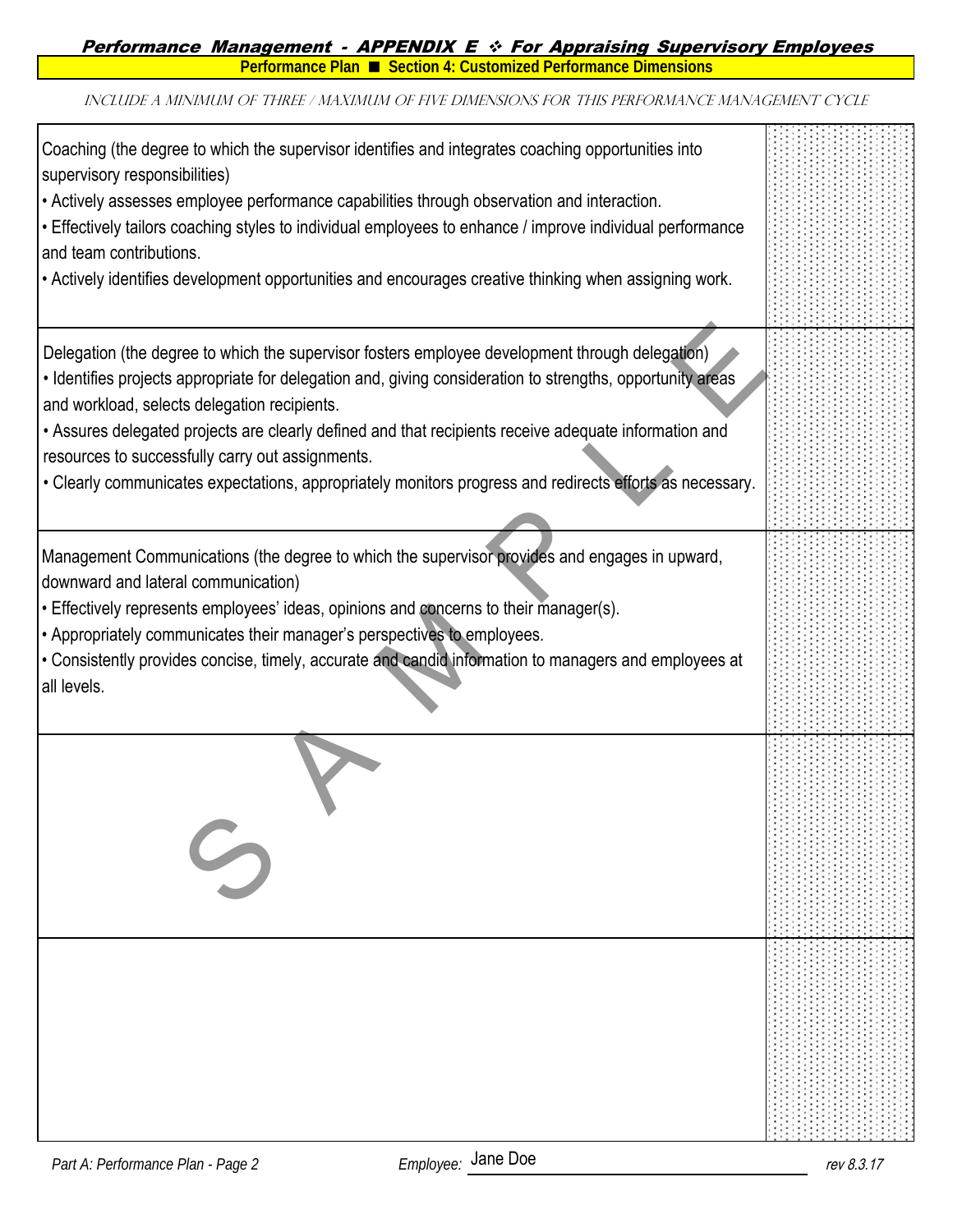## Performance Management - APPENDIX E ❖ For Appraising Supervisory Employees

**Performance Plan ■ Section 4: Customized Performance Dimensions**

*INCLUDE A MINIMUM OF THREE / MAXIMUM OF FIVE DIMENSIONS FOR THIS PERFORMANCE MANAGEMENT CYCLE*

| Dimension | |
|---|---|
| Coaching (the degree to which the supervisor identifies and integrates coaching opportunities into supervisory responsibilities)<br>• Actively assesses employee performance capabilities through observation and interaction.<br>• Effectively tailors coaching styles to individual employees to enhance / improve individual performance and team contributions.<br>• Actively identifies development opportunities and encourages creative thinking when assigning work. | |
| Delegation (the degree to which the supervisor fosters employee development through delegation)<br>• Identifies projects appropriate for delegation and, giving consideration to strengths, opportunity areas and workload, selects delegation recipients.<br>• Assures delegated projects are clearly defined and that recipients receive adequate information and resources to successfully carry out assignments.<br>• Clearly communicates expectations, appropriately monitors progress and redirects efforts as necessary. | |
| Management Communications (the degree to which the supervisor provides and engages in upward, downward and lateral communication)<br>• Effectively represents employees' ideas, opinions and concerns to their manager(s).<br>• Appropriately communicates their manager's perspectives to employees.<br>• Consistently provides concise, timely, accurate and candid information to managers and employees at all levels. | |
| | |
| | |

SAMPLE

*Part A: Performance Plan - Page 2* *Employee:* Jane Doe *rev 8.3.17*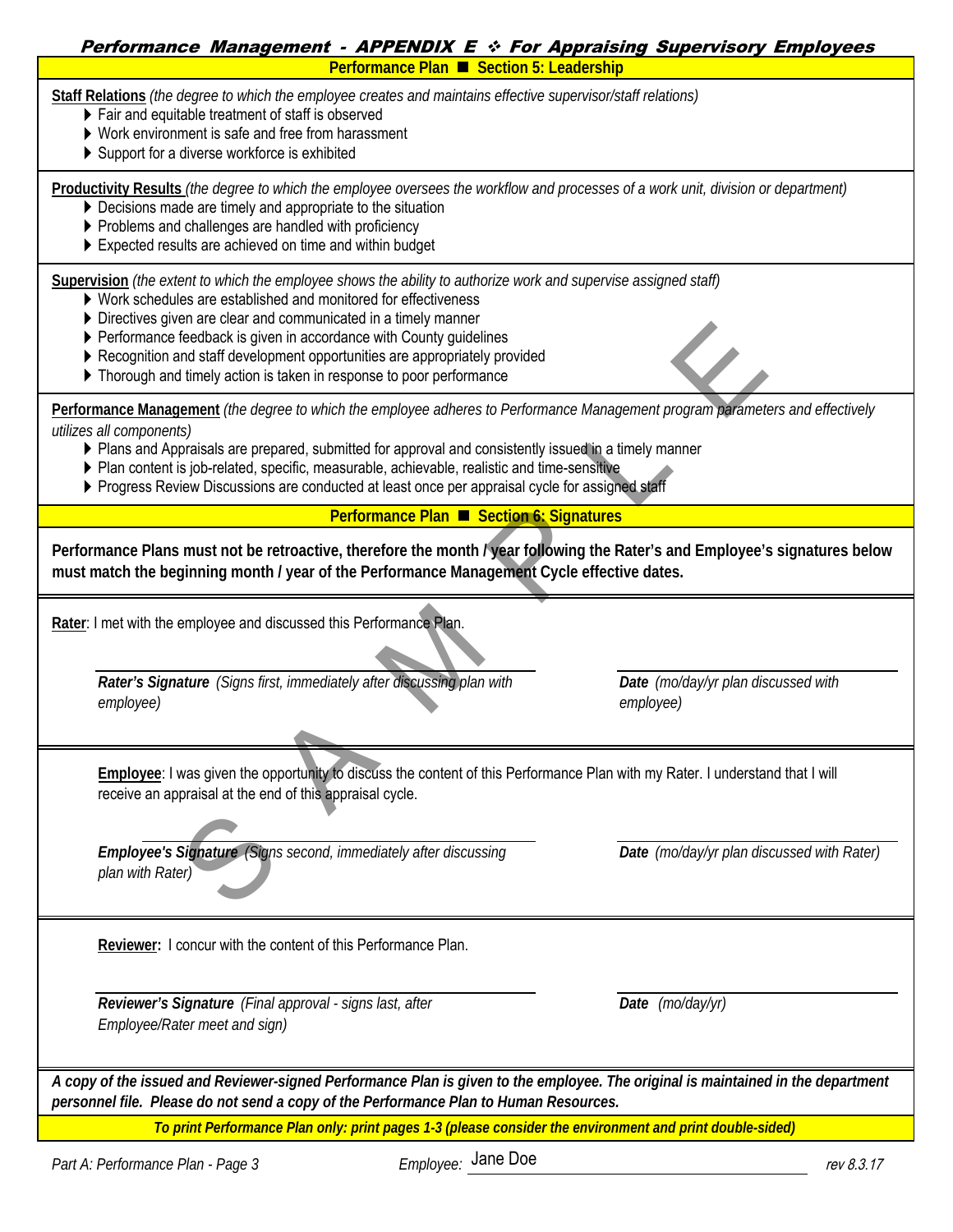## Performance Plan ■ Section 5: Leadership

**Staff Relations** *(the degree to which the employee creates and maintains effective supervisor/staff relations)*
- Fair and equitable treatment of staff is observed
- Work environment is safe and free from harassment
- Support for a diverse workforce is exhibited

**Productivity Results** *(the degree to which the employee oversees the workflow and processes of a work unit, division or department)*
- Decisions made are timely and appropriate to the situation
- Problems and challenges are handled with proficiency
- Expected results are achieved on time and within budget

**Supervision** *(the extent to which the employee shows the ability to authorize work and supervise assigned staff)*
- Work schedules are established and monitored for effectiveness
- Directives given are clear and communicated in a timely manner
- Performance feedback is given in accordance with County guidelines
- Recognition and staff development opportunities are appropriately provided
- Thorough and timely action is taken in response to poor performance

**Performance Management** *(the degree to which the employee adheres to Performance Management program parameters and effectively utilizes all components)*
- Plans and Appraisals are prepared, submitted for approval and consistently issued in a timely manner
- Plan content is job-related, specific, measurable, achievable, realistic and time-sensitive
- Progress Review Discussions are conducted at least once per appraisal cycle for assigned staff

## Performance Plan ■ Section 6: Signatures

**Performance Plans must not be retroactive, therefore the month / year following the Rater's and Employee's signatures below must match the beginning month / year of the Performance Management Cycle effective dates.**

**Rater**: I met with the employee and discussed this Performance Plan.

______________________________ ______________________________

***Rater's Signature*** *(Signs first, immediately after discussing plan with employee)* — ***Date*** *(mo/day/yr plan discussed with employee)*

**Employee**: I was given the opportunity to discuss the content of this Performance Plan with my Rater. I understand that I will receive an appraisal at the end of this appraisal cycle.

______________________________ ______________________________

***Employee's Signature*** *(Signs second, immediately after discussing plan with Rater)* — ***Date*** *(mo/day/yr plan discussed with Rater)*

**Reviewer:** I concur with the content of this Performance Plan.

______________________________ ______________________________

***Reviewer's Signature*** *(Final approval - signs last, after Employee/Rater meet and sign)* — ***Date*** *(mo/day/yr)*

***A copy of the issued and Reviewer-signed Performance Plan is given to the employee. The original is maintained in the department personnel file. Please do not send a copy of the Performance Plan to Human Resources.***

***To print Performance Plan only: print pages 1-3 (please consider the environment and print double-sided)***

*Employee:* Jane Doe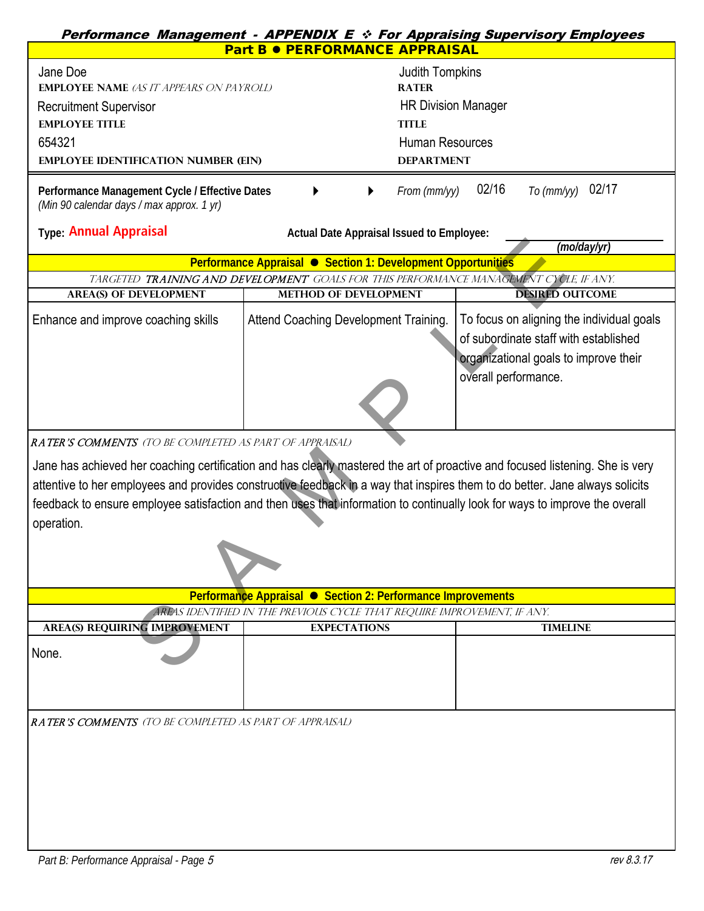**Performance Management - APPENDIX E ❖ For Appraising Supervisory Employees**

## Part B ● PERFORMANCE APPRAISAL

| | |
|---|---|
| Jane Doe<br>**EMPLOYEE NAME** *(AS IT APPEARS ON PAYROLL)* | Judith Tompkins<br>**RATER** |
| Recruitment Supervisor<br>**EMPLOYEE TITLE** | HR Division Manager<br>**TITLE** |
| 654321<br>**EMPLOYEE IDENTIFICATION NUMBER (EIN)** | Human Resources<br>**DEPARTMENT** |

**Performance Management Cycle / Effective Dates** ▶ ▶ *From (mm/yy)* 02/16 *To (mm/yy)* 02/17
*(Min 90 calendar days / max approx. 1 yr)*

**Type: Annual Appraisal**

**Actual Date Appraisal Issued to Employee:** ______________ *(mo/day/yr)*

### Performance Appraisal ● Section 1: Development Opportunities

*TARGETED **TRAINING AND DEVELOPMENT** GOALS FOR THIS PERFORMANCE MANAGEMENT CYCLE, IF ANY.*

| AREA(S) OF DEVELOPMENT | METHOD OF DEVELOPMENT | DESIRED OUTCOME |
|---|---|---|
| Enhance and improve coaching skills | Attend Coaching Development Training. | To focus on aligning the individual goals of subordinate staff with established organizational goals to improve their overall performance. |

***RATER'S COMMENTS*** *(TO BE COMPLETED AS PART OF APPRAISAL)*

Jane has achieved her coaching certification and has clearly mastered the art of proactive and focused listening. She is very attentive to her employees and provides constructive feedback in a way that inspires them to do better. Jane always solicits feedback to ensure employee satisfaction and then uses that information to continually look for ways to improve the overall operation.

### Performance Appraisal ● Section 2: Performance Improvements

*AREAS IDENTIFIED IN THE PREVIOUS CYCLE THAT REQUIRE IMPROVEMENT, IF ANY.*

| AREA(S) REQUIRING IMPROVEMENT | EXPECTATIONS | TIMELINE |
|---|---|---|
| None. | | |

***RATER'S COMMENTS*** *(TO BE COMPLETED AS PART OF APPRAISAL)*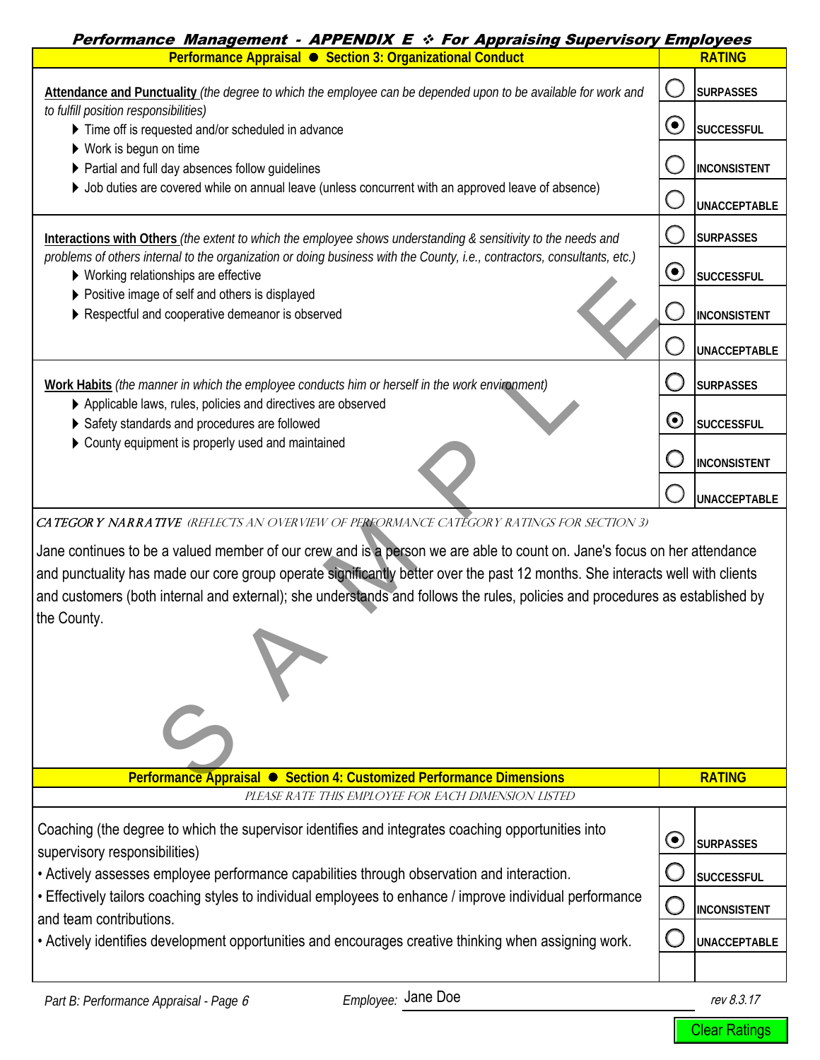## Performance Management - APPENDIX E ❖ For Appraising Supervisory Employees

| Performance Appraisal ● Section 3: Organizational Conduct | RATING |
|---|---|
| **Attendance and Punctuality** *(the degree to which the employee can be depended upon to be available for work and to fulfill position responsibilities)*<br>▶ Time off is requested and/or scheduled in advance<br>▶ Work is begun on time<br>▶ Partial and full day absences follow guidelines<br>▶ Job duties are covered while on annual leave (unless concurrent with an approved leave of absence) | ○ SURPASSES<br>◉ SUCCESSFUL<br>○ INCONSISTENT<br>○ UNACCEPTABLE |
| **Interactions with Others** *(the extent to which the employee shows understanding & sensitivity to the needs and problems of others internal to the organization or doing business with the County, i.e., contractors, consultants, etc.)*<br>▶ Working relationships are effective<br>▶ Positive image of self and others is displayed<br>▶ Respectful and cooperative demeanor is observed | ○ SURPASSES<br>◉ SUCCESSFUL<br>○ INCONSISTENT<br>○ UNACCEPTABLE |
| **Work Habits** *(the manner in which the employee conducts him or herself in the work environment)*<br>▶ Applicable laws, rules, policies and directives are observed<br>▶ Safety standards and procedures are followed<br>▶ County equipment is properly used and maintained | ○ SURPASSES<br>◉ SUCCESSFUL<br>○ INCONSISTENT<br>○ UNACCEPTABLE |

*CATEGORY NARRATIVE (REFLECTS AN OVERVIEW OF PERFORMANCE CATEGORY RATINGS FOR SECTION 3)*

Jane continues to be a valued member of our crew and is a person we are able to count on. Jane's focus on her attendance and punctuality has made our core group operate significantly better over the past 12 months. She interacts well with clients and customers (both internal and external); she understands and follows the rules, policies and procedures as established by the County.

| Performance Appraisal ● Section 4: Customized Performance Dimensions | RATING |
|---|---|
| *PLEASE RATE THIS EMPLOYEE FOR EACH DIMENSION LISTED* | |
| Coaching (the degree to which the supervisor identifies and integrates coaching opportunities into supervisory responsibilities)<br>• Actively assesses employee performance capabilities through observation and interaction.<br>• Effectively tailors coaching styles to individual employees to enhance / improve individual performance and team contributions.<br>• Actively identifies development opportunities and encourages creative thinking when assigning work. | ◉ SURPASSES<br>○ SUCCESSFUL<br>○ INCONSISTENT<br>○ UNACCEPTABLE |

Part B: Performance Appraisal - Page 6 | Employee: Jane Doe | rev 8.3.17

Clear Ratings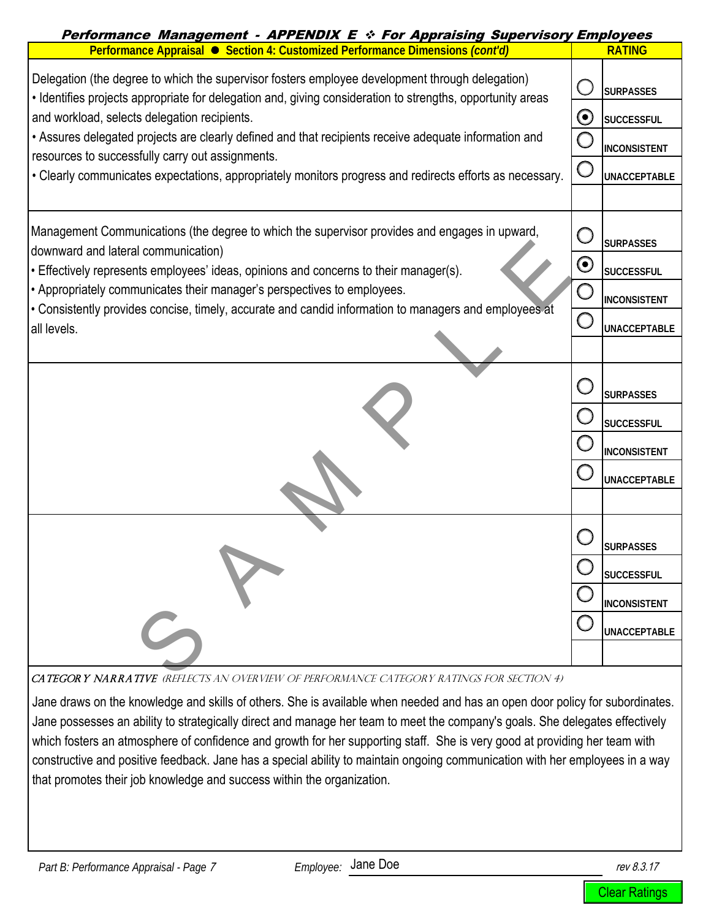## Performance Management - APPENDIX E ❖ For Appraising Supervisory Employees

| Performance Appraisal ● Section 4: Customized Performance Dimensions *(cont'd)* | RATING |
|---|---|
| Delegation (the degree to which the supervisor fosters employee development through delegation)<br>• Identifies projects appropriate for delegation and, giving consideration to strengths, opportunity areas and workload, selects delegation recipients.<br>• Assures delegated projects are clearly defined and that recipients receive adequate information and resources to successfully carry out assignments.<br>• Clearly communicates expectations, appropriately monitors progress and redirects efforts as necessary. | ○ SURPASSES<br>◉ SUCCESSFUL<br>○ INCONSISTENT<br>○ UNACCEPTABLE |
| Management Communications (the degree to which the supervisor provides and engages in upward, downward and lateral communication)<br>• Effectively represents employees' ideas, opinions and concerns to their manager(s).<br>• Appropriately communicates their manager's perspectives to employees.<br>• Consistently provides concise, timely, accurate and candid information to managers and employees at all levels. | ○ SURPASSES<br>◉ SUCCESSFUL<br>○ INCONSISTENT<br>○ UNACCEPTABLE |
| | ○ SURPASSES<br>○ SUCCESSFUL<br>○ INCONSISTENT<br>○ UNACCEPTABLE |
| | ○ SURPASSES<br>○ SUCCESSFUL<br>○ INCONSISTENT<br>○ UNACCEPTABLE |

*CATEGORY NARRATIVE (REFLECTS AN OVERVIEW OF PERFORMANCE CATEGORY RATINGS FOR SECTION 4)*

Jane draws on the knowledge and skills of others. She is available when needed and has an open door policy for subordinates. Jane possesses an ability to strategically direct and manage her team to meet the company's goals. She delegates effectively which fosters an atmosphere of confidence and growth for her supporting staff. She is very good at providing her team with constructive and positive feedback. Jane has a special ability to maintain ongoing communication with her employees in a way that promotes their job knowledge and success within the organization.

*Part B: Performance Appraisal - Page 7* *Employee:* Jane Doe *rev 8.3.17*

Clear Ratings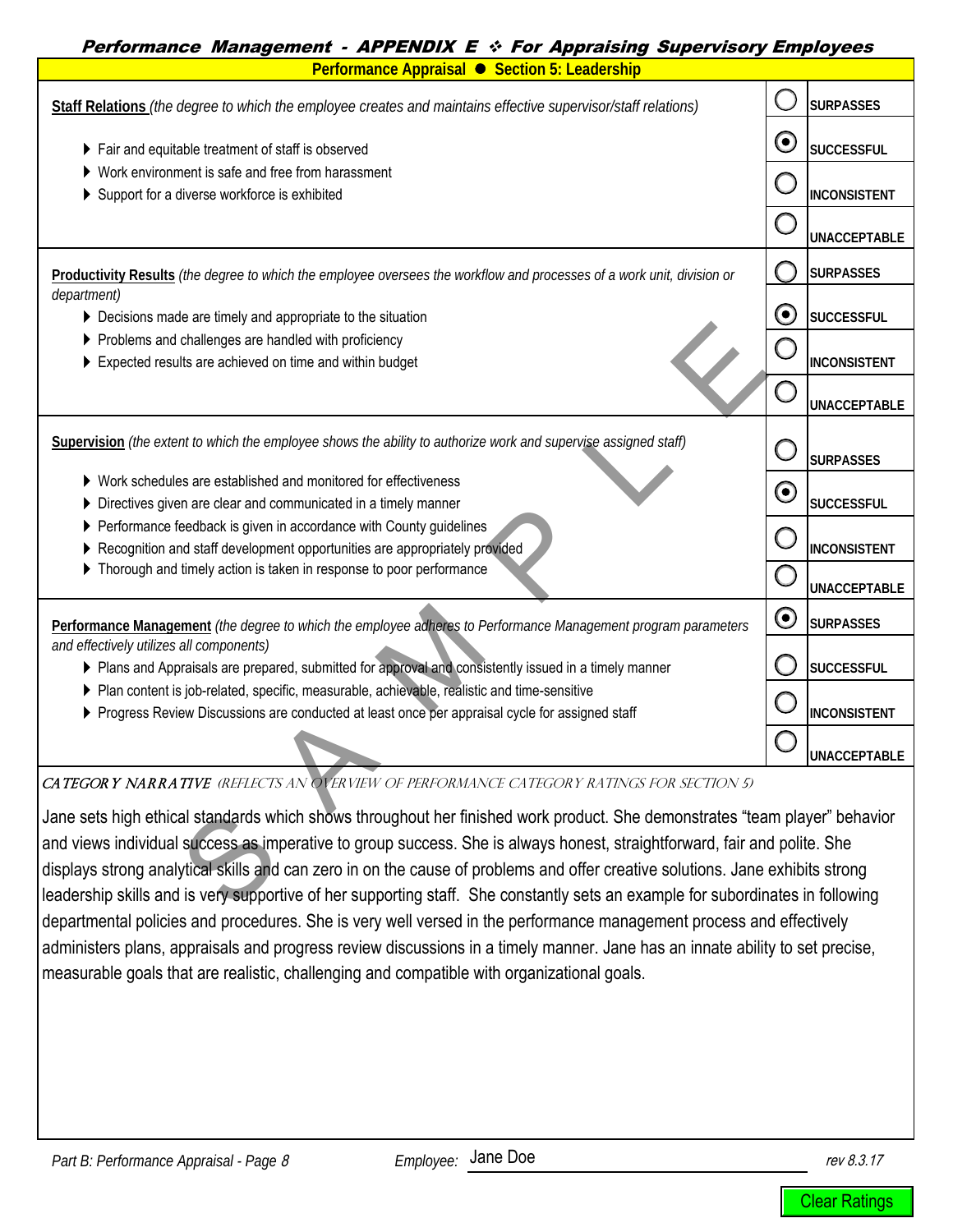## Performance Management - APPENDIX E ❖ For Appraising Supervisory Employees

### Performance Appraisal ● Section 5: Leadership

| Criteria | Rating |
|---|---|
| **Staff Relations** *(the degree to which the employee creates and maintains effective supervisor/staff relations)*<br>▸ Fair and equitable treatment of staff is observed<br>▸ Work environment is safe and free from harassment<br>▸ Support for a diverse workforce is exhibited | ○ SURPASSES<br>◉ SUCCESSFUL<br>○ INCONSISTENT<br>○ UNACCEPTABLE |
| **Productivity Results** *(the degree to which the employee oversees the workflow and processes of a work unit, division or department)*<br>▸ Decisions made are timely and appropriate to the situation<br>▸ Problems and challenges are handled with proficiency<br>▸ Expected results are achieved on time and within budget | ○ SURPASSES<br>◉ SUCCESSFUL<br>○ INCONSISTENT<br>○ UNACCEPTABLE |
| **Supervision** *(the extent to which the employee shows the ability to authorize work and supervise assigned staff)*<br>▸ Work schedules are established and monitored for effectiveness<br>▸ Directives given are clear and communicated in a timely manner<br>▸ Performance feedback is given in accordance with County guidelines<br>▸ Recognition and staff development opportunities are appropriately provided<br>▸ Thorough and timely action is taken in response to poor performance | ○ SURPASSES<br>◉ SUCCESSFUL<br>○ INCONSISTENT<br>○ UNACCEPTABLE |
| **Performance Management** *(the degree to which the employee adheres to Performance Management program parameters and effectively utilizes all components)*<br>▸ Plans and Appraisals are prepared, submitted for approval and consistently issued in a timely manner<br>▸ Plan content is job-related, specific, measurable, achievable, realistic and time-sensitive<br>▸ Progress Review Discussions are conducted at least once per appraisal cycle for assigned staff | ◉ SURPASSES<br>○ SUCCESSFUL<br>○ INCONSISTENT<br>○ UNACCEPTABLE |

*CATEGORY NARRATIVE (REFLECTS AN OVERVIEW OF PERFORMANCE CATEGORY RATINGS FOR SECTION 5)*

Jane sets high ethical standards which shows throughout her finished work product. She demonstrates "team player" behavior and views individual success as imperative to group success. She is always honest, straightforward, fair and polite. She displays strong analytical skills and can zero in on the cause of problems and offer creative solutions. Jane exhibits strong leadership skills and is very supportive of her supporting staff. She constantly sets an example for subordinates in following departmental policies and procedures. She is very well versed in the performance management process and effectively administers plans, appraisals and progress review discussions in a timely manner. Jane has an innate ability to set precise, measurable goals that are realistic, challenging and compatible with organizational goals.

*Part B: Performance Appraisal - Page 8* *Employee:* Jane Doe *rev 8.3.17*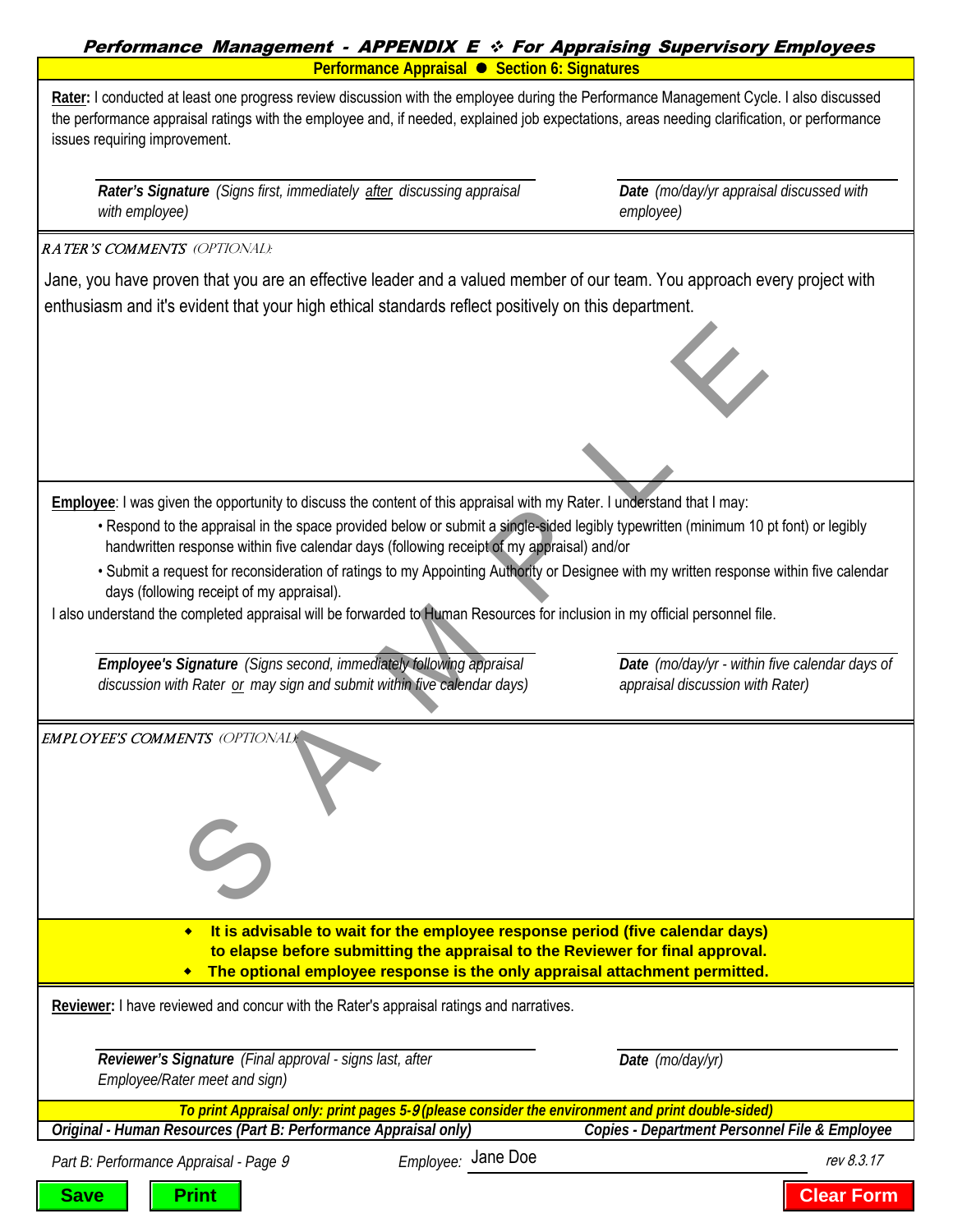## Performance Management - APPENDIX E ❖ For Appraising Supervisory Employees

### Performance Appraisal ● Section 6: Signatures

**Rater:** I conducted at least one progress review discussion with the employee during the Performance Management Cycle. I also discussed the performance appraisal ratings with the employee and, if needed, explained job expectations, areas needing clarification, or performance issues requiring improvement.

**Rater's Signature** *(Signs first, immediately after discussing appraisal with employee)*

**Date** *(mo/day/yr appraisal discussed with employee)*

*RATER'S COMMENTS (OPTIONAL):*

Jane, you have proven that you are an effective leader and a valued member of our team. You approach every project with enthusiasm and it's evident that your high ethical standards reflect positively on this department.

**Employee**: I was given the opportunity to discuss the content of this appraisal with my Rater. I understand that I may:

- Respond to the appraisal in the space provided below or submit a single-sided legibly typewritten (minimum 10 pt font) or legibly handwritten response within five calendar days (following receipt of my appraisal) and/or
- Submit a request for reconsideration of ratings to my Appointing Authority or Designee with my written response within five calendar days (following receipt of my appraisal).

I also understand the completed appraisal will be forwarded to Human Resources for inclusion in my official personnel file.

**Employee's Signature** *(Signs second, immediately following appraisal discussion with Rater or may sign and submit within five calendar days)*

**Date** *(mo/day/yr - within five calendar days of appraisal discussion with Rater)*

*EMPLOYEE'S COMMENTS (OPTIONAL):*

SAMPLE

- **It is advisable to wait for the employee response period (five calendar days) to elapse before submitting the appraisal to the Reviewer for final approval.**
- **The optional employee response is the only appraisal attachment permitted.**

**Reviewer:** I have reviewed and concur with the Rater's appraisal ratings and narratives.

**Reviewer's Signature** *(Final approval - signs last, after Employee/Rater meet and sign)*

**Date** *(mo/day/yr)*

***To print Appraisal only: print pages 5-9 (please consider the environment and print double-sided)***

***Original - Human Resources (Part B: Performance Appraisal only)*** ***Copies - Department Personnel File & Employee***

*Part B: Performance Appraisal - Page 9* *Employee:* Jane Doe *rev 8.3.17*

Save Print Clear Form